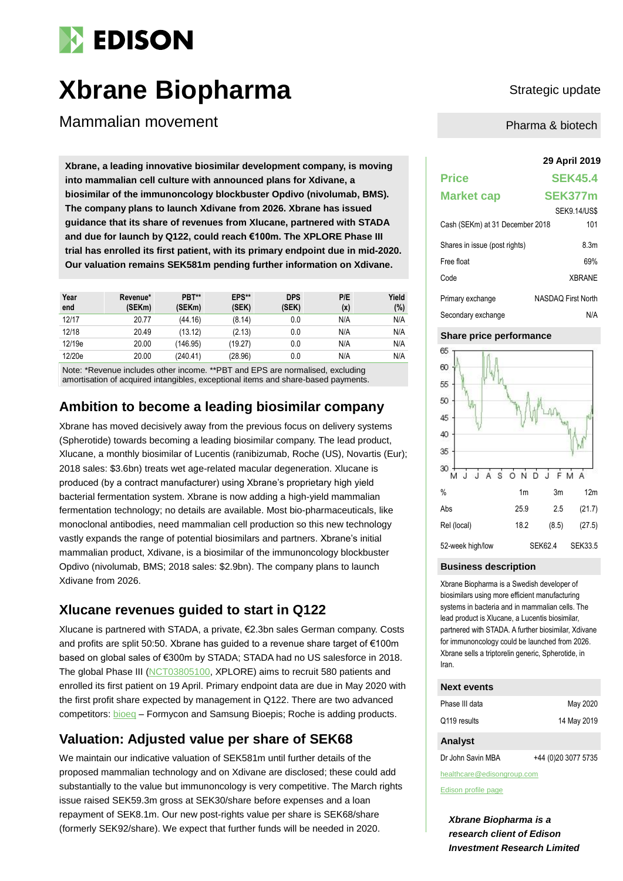# Xbrane Biopharma

## Mammalian movement

Strategic update

Pharma & biotech

**Xbrane, a leading innovative biosimilar development company, is moving into mammalian cell culture with announced plans for Xdivane, a biosimilar of the immunoncology blockbuster Opdivo (nivolumab, BMS). The company plans to launch Xdivane from 2026. Xbrane has issued guidance that its share of revenues from Xlucane, partnered with STADA and due for launch by Q122, could reach €100m. The XPLORE Phase III trial has enrolled its first patient, with its primary endpoint due in mid-2020. Our valuation remains SEK581m pending further information on Xdivane.**

| Year end | Revenue* (SEKm) | PBT** (SEKm) | EPS** (SEK) | DPS (SEK) | P/E (x) | Yield (%) |
|---|---|---|---|---|---|---|
| 12/17 | 20.77 | (44.16) | (8.14) | 0.0 | N/A | N/A |
| 12/18 | 20.49 | (13.12) | (2.13) | 0.0 | N/A | N/A |
| 12/19e | 20.00 | (146.95) | (19.27) | 0.0 | N/A | N/A |
| 12/20e | 20.00 | (240.41) | (28.96) | 0.0 | N/A | N/A |

Note: *Revenue includes other income. **PBT and EPS are normalised, excluding amortisation of acquired intangibles, exceptional items and share-based payments.

## Ambition to become a leading biosimilar company

Xbrane has moved decisively away from the previous focus on delivery systems (Spherotide) towards becoming a leading biosimilar company. The lead product, Xlucane, a monthly biosimilar of Lucentis (ranibizumab, Roche (US), Novartis (Eur); 2018 sales: $3.6bn) treats wet age-related macular degeneration. Xlucane is produced (by a contract manufacturer) using Xbrane's proprietary high yield bacterial fermentation system. Xbrane is now adding a high-yield mammalian fermentation technology; no details are available. Most bio-pharmaceuticals, like monoclonal antibodies, need mammalian cell production so this new technology vastly expands the range of potential biosimilars and partners. Xbrane's initial mammalian product, Xdivane, is a biosimilar of the immunoncology blockbuster Opdivo (nivolumab, BMS; 2018 sales: $2.9bn). The company plans to launch Xdivane from 2026.

## Xlucane revenues guided to start in Q122

Xlucane is partnered with STADA, a private, €2.3bn sales German company. Costs and profits are split 50:50. Xbrane has guided to a revenue share target of €100m based on global sales of €300m by STADA; STADA had no US salesforce in 2018. The global Phase III (NCT03805100, XPLORE) aims to recruit 580 patients and enrolled its first patient on 19 April. Primary endpoint data are due in May 2020 with the first profit share expected by management in Q122. There are two advanced competitors: bioeq – Formycon and Samsung Bioepis; Roche is adding products.

## Valuation: Adjusted value per share of SEK68

We maintain our indicative valuation of SEK581m until further details of the proposed mammalian technology and on Xdivane are disclosed; these could add substantially to the value but immunoncology is very competitive. The March rights issue raised SEK59.3m gross at SEK30/share before expenses and a loan repayment of SEK8.1m. Our new post-rights value per share is SEK68/share (formerly SEK92/share). We expect that further funds will be needed in 2020.

**29 April 2019**

| | |
|---|---|
| **Price** | **SEK45.4** |
| **Market cap** | **SEK377m** |
| | SEK9.14/US$ |
| Cash (SEKm) at 31 December 2018 | 101 |
| Shares in issue (post rights) | 8.3m |
| Free float | 69% |
| Code | XBRANE |
| Primary exchange | NASDAQ First North |
| Secondary exchange | N/A |

### Share price performance

| % | 1m | 3m | 12m |
|---|---|---|---|
| Abs | 25.9 | 2.5 | (21.7) |
| Rel (local) | 18.2 | (8.5) | (27.5) |
| 52-week high/low | | SEK62.4 | SEK33.5 |

### Business description

Xbrane Biopharma is a Swedish developer of biosimilars using more efficient manufacturing systems in bacteria and in mammalian cells. The lead product is Xlucane, a Lucentis biosimilar, partnered with STADA. A further biosimilar, Xdivane for immunoncology could be launched from 2026. Xbrane sells a triptorelin generic, Spherotide, in Iran.

### Next events

| | |
|---|---|
| Phase III data | May 2020 |
| Q119 results | 14 May 2019 |

### Analyst

Dr John Savin MBA +44 (0)20 3077 5735

healthcare@edisongroup.com

Edison profile page

*Xbrane Biopharma is a research client of Edison Investment Research Limited*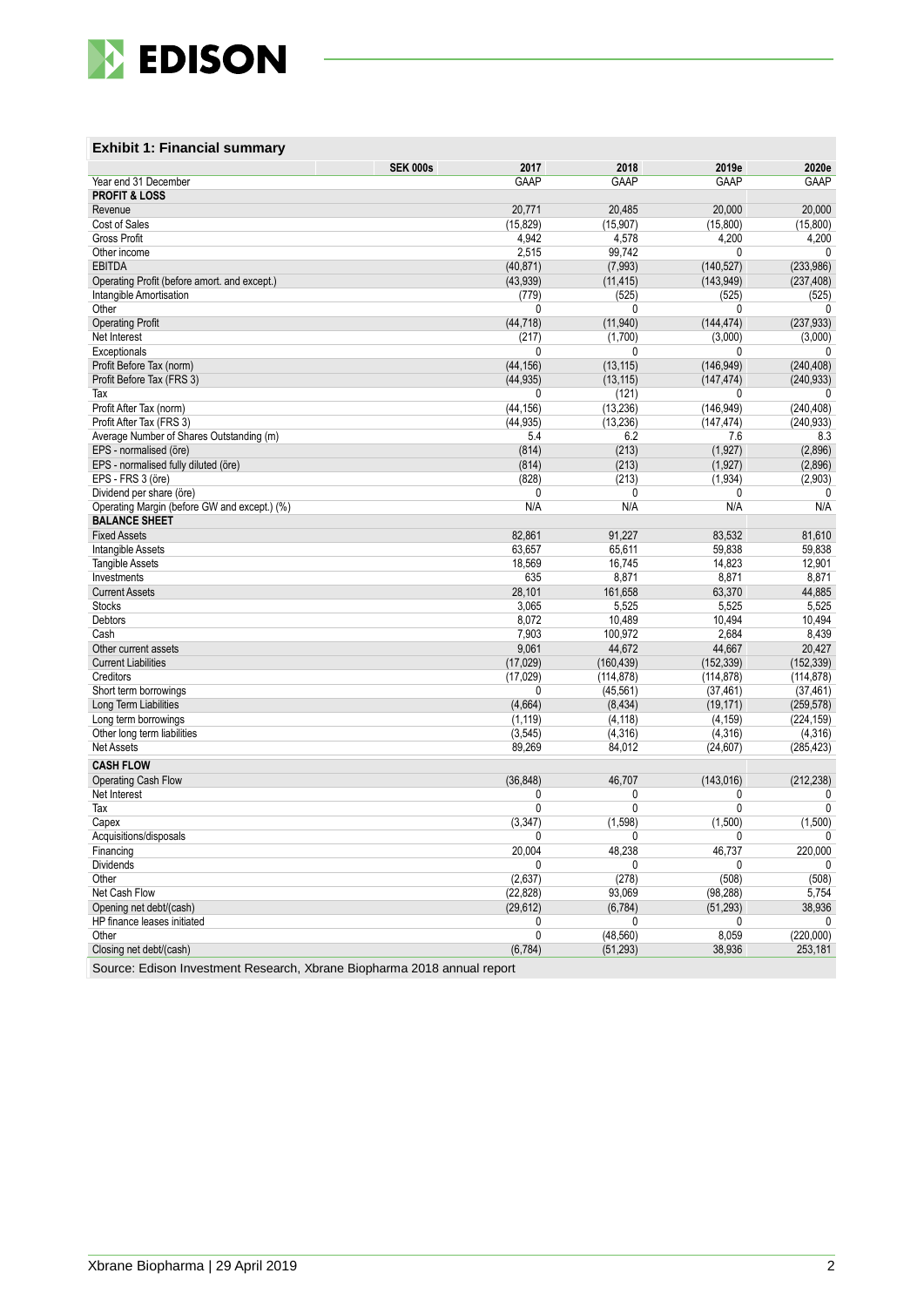### Exhibit 1: Financial summary

| SEK 000s | 2017 | 2018 | 2019e | 2020e |
|---|---|---|---|---|
| Year end 31 December | GAAP | GAAP | GAAP | GAAP |
| **PROFIT & LOSS** | | | | |
| Revenue | 20,771 | 20,485 | 20,000 | 20,000 |
| Cost of Sales | (15,829) | (15,907) | (15,800) | (15,800) |
| Gross Profit | 4,942 | 4,578 | 4,200 | 4,200 |
| Other income | 2,515 | 99,742 | 0 | 0 |
| EBITDA | (40,871) | (7,993) | (140,527) | (233,986) |
| Operating Profit (before amort. and except.) | (43,939) | (11,415) | (143,949) | (237,408) |
| Intangible Amortisation | (779) | (525) | (525) | (525) |
| Other | 0 | 0 | 0 | 0 |
| Operating Profit | (44,718) | (11,940) | (144,474) | (237,933) |
| Net Interest | (217) | (1,700) | (3,000) | (3,000) |
| Exceptionals | 0 | 0 | 0 | 0 |
| Profit Before Tax (norm) | (44,156) | (13,115) | (146,949) | (240,408) |
| Profit Before Tax (FRS 3) | (44,935) | (13,115) | (147,474) | (240,933) |
| Tax | 0 | (121) | 0 | 0 |
| Profit After Tax (norm) | (44,156) | (13,236) | (146,949) | (240,408) |
| Profit After Tax (FRS 3) | (44,935) | (13,236) | (147,474) | (240,933) |
| Average Number of Shares Outstanding (m) | 5.4 | 6.2 | 7.6 | 8.3 |
| EPS - normalised (öre) | (814) | (213) | (1,927) | (2,896) |
| EPS - normalised fully diluted (öre) | (814) | (213) | (1,927) | (2,896) |
| EPS - FRS 3 (öre) | (828) | (213) | (1,934) | (2,903) |
| Dividend per share (öre) | 0 | 0 | 0 | 0 |
| Operating Margin (before GW and except.) (%) | N/A | N/A | N/A | N/A |
| **BALANCE SHEET** | | | | |
| Fixed Assets | 82,861 | 91,227 | 83,532 | 81,610 |
| Intangible Assets | 63,657 | 65,611 | 59,838 | 59,838 |
| Tangible Assets | 18,569 | 16,745 | 14,823 | 12,901 |
| Investments | 635 | 8,871 | 8,871 | 8,871 |
| Current Assets | 28,101 | 161,658 | 63,370 | 44,885 |
| Stocks | 3,065 | 5,525 | 5,525 | 5,525 |
| Debtors | 8,072 | 10,489 | 10,494 | 10,494 |
| Cash | 7,903 | 100,972 | 2,684 | 8,439 |
| Other current assets | 9,061 | 44,672 | 44,667 | 20,427 |
| Current Liabilities | (17,029) | (160,439) | (152,339) | (152,339) |
| Creditors | (17,029) | (114,878) | (114,878) | (114,878) |
| Short term borrowings | 0 | (45,561) | (37,461) | (37,461) |
| Long Term Liabilities | (4,664) | (8,434) | (19,171) | (259,578) |
| Long term borrowings | (1,119) | (4,118) | (4,159) | (224,159) |
| Other long term liabilities | (3,545) | (4,316) | (4,316) | (4,316) |
| Net Assets | 89,269 | 84,012 | (24,607) | (285,423) |
| **CASH FLOW** | | | | |
| Operating Cash Flow | (36,848) | 46,707 | (143,016) | (212,238) |
| Net Interest | 0 | 0 | 0 | 0 |
| Tax | 0 | 0 | 0 | 0 |
| Capex | (3,347) | (1,598) | (1,500) | (1,500) |
| Acquisitions/disposals | 0 | 0 | 0 | 0 |
| Financing | 20,004 | 48,238 | 46,737 | 220,000 |
| Dividends | 0 | 0 | 0 | 0 |
| Other | (2,637) | (278) | (508) | (508) |
| Net Cash Flow | (22,828) | 93,069 | (98,288) | 5,754 |
| Opening net debt/(cash) | (29,612) | (6,784) | (51,293) | 38,936 |
| HP finance leases initiated | 0 | 0 | 0 | 0 |
| Other | 0 | (48,560) | 8,059 | (220,000) |
| Closing net debt/(cash) | (6,784) | (51,293) | 38,936 | 253,181 |

Source: Edison Investment Research, Xbrane Biopharma 2018 annual report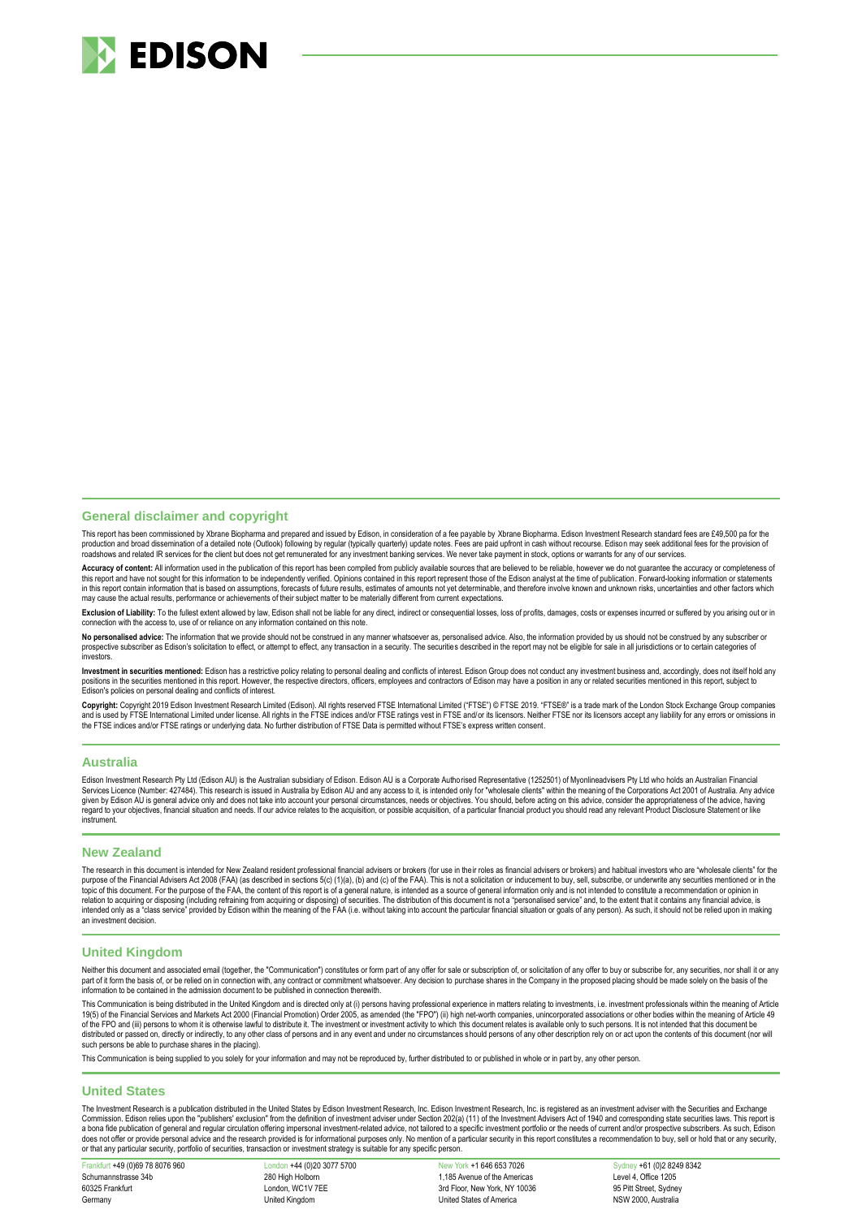## General disclaimer and copyright

This report has been commissioned by Xbrane Biopharma and prepared and issued by Edison, in consideration of a fee payable by Xbrane Biopharma. Edison Investment Research standard fees are £49,500 pa for the production and broad dissemination of a detailed note (Outlook) following by regular (typically quarterly) update notes. Fees are paid upfront in cash without recourse. Edison may seek additional fees for the provision of roadshows and related IR services for the client but does not get remunerated for any investment banking services. We never take payment in stock, options or warrants for any of our services.

**Accuracy of content:** All information used in the publication of this report has been compiled from publicly available sources that are believed to be reliable, however we do not guarantee the accuracy or completeness of this report and have not sought for this information to be independently verified. Opinions contained in this report represent those of the Edison analyst at the time of publication. Forward-looking information or statements in this report contain information that is based on assumptions, forecasts of future results, estimates of amounts not yet determinable, and therefore involve known and unknown risks, uncertainties and other factors which may cause the actual results, performance or achievements of their subject matter to be materially different from current expectations.

**Exclusion of Liability:** To the fullest extent allowed by law, Edison shall not be liable for any direct, indirect or consequential losses, loss of profits, damages, costs or expenses incurred or suffered by you arising out or in connection with the access to, use of or reliance on any information contained on this note.

**No personalised advice:** The information that we provide should not be construed in any manner whatsoever as, personalised advice. Also, the information provided by us should not be construed by any subscriber or prospective subscriber as Edison's solicitation to effect, or attempt to effect, any transaction in a security. The securities described in the report may not be eligible for sale in all jurisdictions or to certain categories of investors.

**Investment in securities mentioned:** Edison has a restrictive policy relating to personal dealing and conflicts of interest. Edison Group does not conduct any investment business and, accordingly, does not itself hold any positions in the securities mentioned in this report. However, the respective directors, officers, employees and contractors of Edison may have a position in any or related securities mentioned in this report, subject to Edison's policies on personal dealing and conflicts of interest.

**Copyright:** Copyright 2019 Edison Investment Research Limited (Edison). All rights reserved FTSE International Limited ("FTSE") © FTSE 2019. "FTSE®" is a trade mark of the London Stock Exchange Group companies and is used by FTSE International Limited under license. All rights in the FTSE indices and/or FTSE ratings vest in FTSE and/or its licensors. Neither FTSE nor its licensors accept any liability for any errors or omissions in the FTSE indices and/or FTSE ratings or underlying data. No further distribution of FTSE Data is permitted without FTSE's express written consent.

## Australia

Edison Investment Research Pty Ltd (Edison AU) is the Australian subsidiary of Edison. Edison AU is a Corporate Authorised Representative (1252501) of Myonlineadvisers Pty Ltd who holds an Australian Financial Services Licence (Number: 427484). This research is issued in Australia by Edison AU and any access to it, is intended only for "wholesale clients" within the meaning of the Corporations Act 2001 of Australia. Any advice given by Edison AU is general advice only and does not take into account your personal circumstances, needs or objectives. You should, before acting on this advice, consider the appropriateness of the advice, having regard to your objectives, financial situation and needs. If our advice relates to the acquisition, or possible acquisition, of a particular financial product you should read any relevant Product Disclosure Statement or like instrument.

## New Zealand

The research in this document is intended for New Zealand resident professional financial advisers or brokers (for use in their roles as financial advisers or brokers) and habitual investors who are "wholesale clients" for the purpose of the Financial Advisers Act 2008 (FAA) (as described in sections 5(c) (1)(a), (b) and (c) of the FAA). This is not a solicitation or inducement to buy, sell, subscribe, or underwrite any securities mentioned or in the topic of this document. For the purpose of the FAA, the content of this report is of a general nature, is intended as a source of general information only and is not intended to constitute a recommendation or opinion in relation to acquiring or disposing (including refraining from acquiring or disposing) of securities. The distribution of this document is not a "personalised service" and, to the extent that it contains any financial advice, is intended only as a "class service" provided by Edison within the meaning of the FAA (i.e. without taking into account the particular financial situation or goals of any person). As such, it should not be relied upon in making an investment decision.

## United Kingdom

Neither this document and associated email (together, the "Communication") constitutes or form part of any offer for sale or subscription of, or solicitation of any offer to buy or subscribe for, any securities, nor shall it or any part of it form the basis of, or be relied on in connection with, any contract or commitment whatsoever. Any decision to purchase shares in the Company in the proposed placing should be made solely on the basis of the information to be contained in the admission document to be published in connection therewith.

This Communication is being distributed in the United Kingdom and is directed only at (i) persons having professional experience in matters relating to investments, i.e. investment professionals within the meaning of Article 19(5) of the Financial Services and Markets Act 2000 (Financial Promotion) Order 2005, as amended (the "FPO") (ii) high net-worth companies, unincorporated associations or other bodies within the meaning of Article 49 of the FPO and (iii) persons to whom it is otherwise lawful to distribute it. The investment or investment activity to which this document relates is available only to such persons. It is not intended that this document be distributed or passed on, directly or indirectly, to any other class of persons and in any event and under no circumstances should persons of any other description rely on or act upon the contents of this document (nor will such persons be able to purchase shares in the placing).

This Communication is being supplied to you solely for your information and may not be reproduced by, further distributed to or published in whole or in part by, any other person.

## United States

The Investment Research is a publication distributed in the United States by Edison Investment Research, Inc. Edison Investment Research, Inc. is registered as an investment adviser with the Securities and Exchange Commission. Edison relies upon the "publishers' exclusion" from the definition of investment adviser under Section 202(a) (11) of the Investment Advisers Act of 1940 and corresponding state securities laws. This report is a bona fide publication of general and regular circulation offering impersonal investment-related advice, not tailored to a specific investment portfolio or the needs of current and/or prospective subscribers. As such, Edison does not offer or provide personal advice and the research provided is for informational purposes only. No mention of a particular security in this report constitutes a recommendation to buy, sell or hold that or any security, or that any particular security, portfolio of securities, transaction or investment strategy is suitable for any specific person.

Frankfurt +49 (0)69 78 8076 960
Schumannstrasse 34b
60325 Frankfurt
Germany

London +44 (0)20 3077 5700
280 High Holborn
London, WC1V 7EE
United Kingdom

New York +1 646 653 7026
1,185 Avenue of the Americas
3rd Floor, New York, NY 10036
United States of America

Sydney +61 (0)2 8249 8342
Level 4, Office 1205
95 Pitt Street, Sydney
NSW 2000, Australia